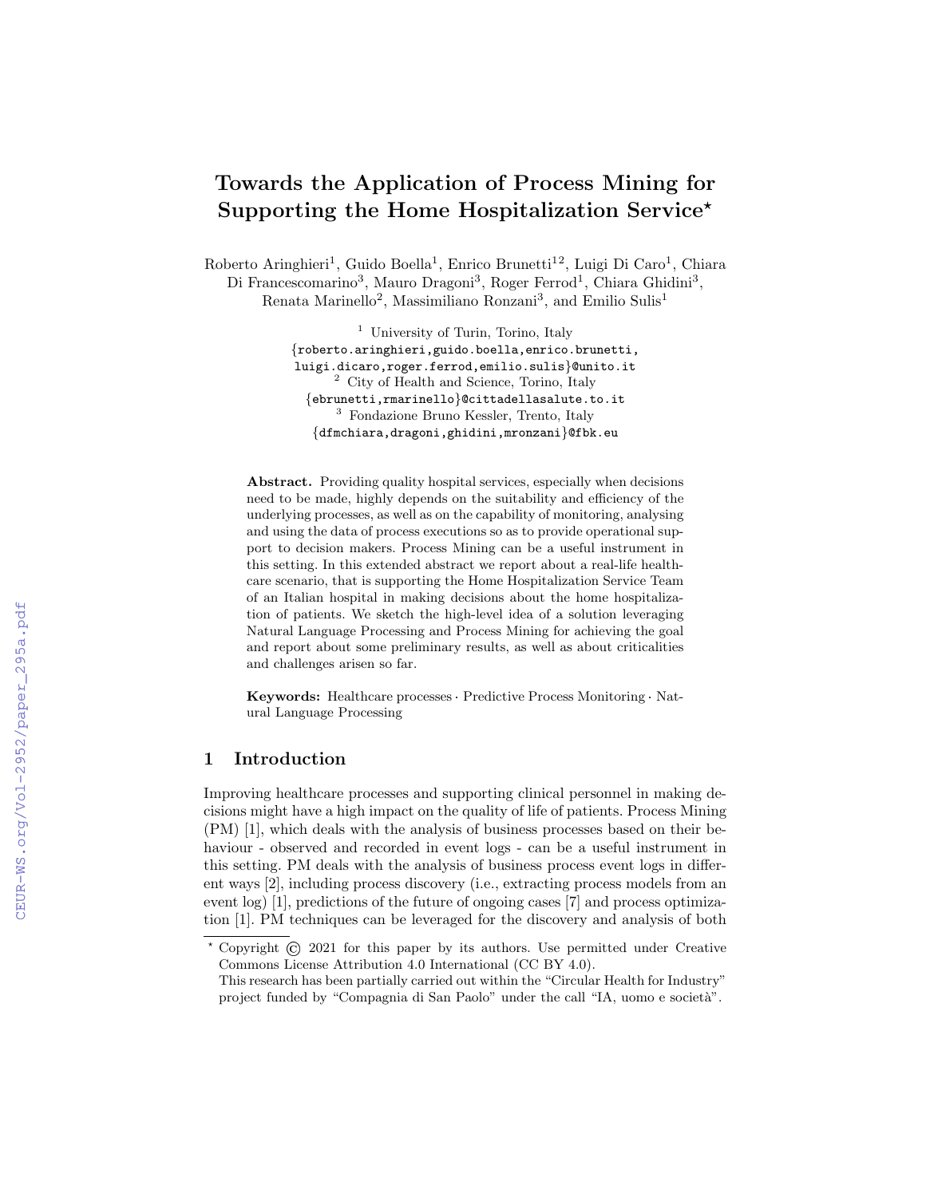# Towards the Application of Process Mining for Supporting the Home Hospitalization Service*

Roberto Aringhieri[1], Guido Boella[1], Enrico Brunetti[12], Luigi Di Caro[1], Chiara Di Francescomarino[3], Mauro Dragoni[3], Roger Ferrod[1], Chiara Ghidini[3], Renata Marinello[2], Massimiliano Ronzani[3], and Emilio Sulis[1]

[1] University of Turin, Torino, Italy
{roberto.aringhieri,guido.boella,enrico.brunetti, luigi.dicaro,roger.ferrod,emilio.sulis}@unito.it
[2] City of Health and Science, Torino, Italy
{ebrunetti,rmarinello}@cittadellasalute.to.it
[3] Fondazione Bruno Kessler, Trento, Italy
{dfmchiara,dragoni,ghidini,mronzani}@fbk.eu

**Abstract.** Providing quality hospital services, especially when decisions need to be made, highly depends on the suitability and efficiency of the underlying processes, as well as on the capability of monitoring, analysing and using the data of process executions so as to provide operational support to decision makers. Process Mining can be a useful instrument in this setting. In this extended abstract we report about a real-life healthcare scenario, that is supporting the Home Hospitalization Service Team of an Italian hospital in making decisions about the home hospitalization of patients. We sketch the high-level idea of a solution leveraging Natural Language Processing and Process Mining for achieving the goal and report about some preliminary results, as well as about criticalities and challenges arisen so far.

**Keywords:** Healthcare processes · Predictive Process Monitoring · Natural Language Processing

## 1 Introduction

Improving healthcare processes and supporting clinical personnel in making decisions might have a high impact on the quality of life of patients. Process Mining (PM) [1], which deals with the analysis of business processes based on their behaviour - observed and recorded in event logs - can be a useful instrument in this setting. PM deals with the analysis of business process event logs in different ways [2], including process discovery (i.e., extracting process models from an event log) [1], predictions of the future of ongoing cases [7] and process optimization [1]. PM techniques can be leveraged for the discovery and analysis of both

* Copyright © 2021 for this paper by its authors. Use permitted under Creative Commons License Attribution 4.0 International (CC BY 4.0).
This research has been partially carried out within the "Circular Health for Industry" project funded by "Compagnia di San Paolo" under the call "IA, uomo e società".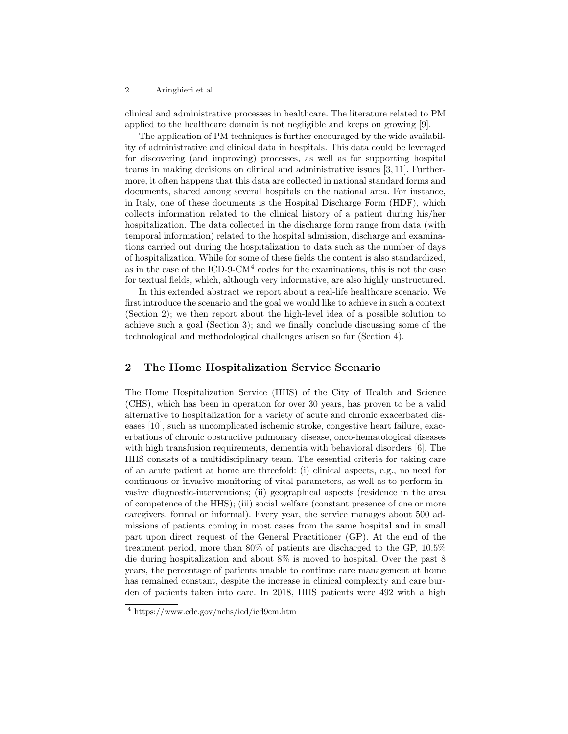clinical and administrative processes in healthcare. The literature related to PM applied to the healthcare domain is not negligible and keeps on growing [9].

The application of PM techniques is further encouraged by the wide availability of administrative and clinical data in hospitals. This data could be leveraged for discovering (and improving) processes, as well as for supporting hospital teams in making decisions on clinical and administrative issues [3, 11]. Furthermore, it often happens that this data are collected in national standard forms and documents, shared among several hospitals on the national area. For instance, in Italy, one of these documents is the Hospital Discharge Form (HDF), which collects information related to the clinical history of a patient during his/her hospitalization. The data collected in the discharge form range from data (with temporal information) related to the hospital admission, discharge and examinations carried out during the hospitalization to data such as the number of days of hospitalization. While for some of these fields the content is also standardized, as in the case of the ICD-9-CM[4] codes for the examinations, this is not the case for textual fields, which, although very informative, are also highly unstructured.

In this extended abstract we report about a real-life healthcare scenario. We first introduce the scenario and the goal we would like to achieve in such a context (Section 2); we then report about the high-level idea of a possible solution to achieve such a goal (Section 3); and we finally conclude discussing some of the technological and methodological challenges arisen so far (Section 4).

## 2 The Home Hospitalization Service Scenario

The Home Hospitalization Service (HHS) of the City of Health and Science (CHS), which has been in operation for over 30 years, has proven to be a valid alternative to hospitalization for a variety of acute and chronic exacerbated diseases [10], such as uncomplicated ischemic stroke, congestive heart failure, exacerbations of chronic obstructive pulmonary disease, onco-hematological diseases with high transfusion requirements, dementia with behavioral disorders [6]. The HHS consists of a multidisciplinary team. The essential criteria for taking care of an acute patient at home are threefold: (i) clinical aspects, e.g., no need for continuous or invasive monitoring of vital parameters, as well as to perform invasive diagnostic-interventions; (ii) geographical aspects (residence in the area of competence of the HHS); (iii) social welfare (constant presence of one or more caregivers, formal or informal). Every year, the service manages about 500 admissions of patients coming in most cases from the same hospital and in small part upon direct request of the General Practitioner (GP). At the end of the treatment period, more than 80% of patients are discharged to the GP, 10.5% die during hospitalization and about 8% is moved to hospital. Over the past 8 years, the percentage of patients unable to continue care management at home has remained constant, despite the increase in clinical complexity and care burden of patients taken into care. In 2018, HHS patients were 492 with a high

[4] https://www.cdc.gov/nchs/icd/icd9cm.htm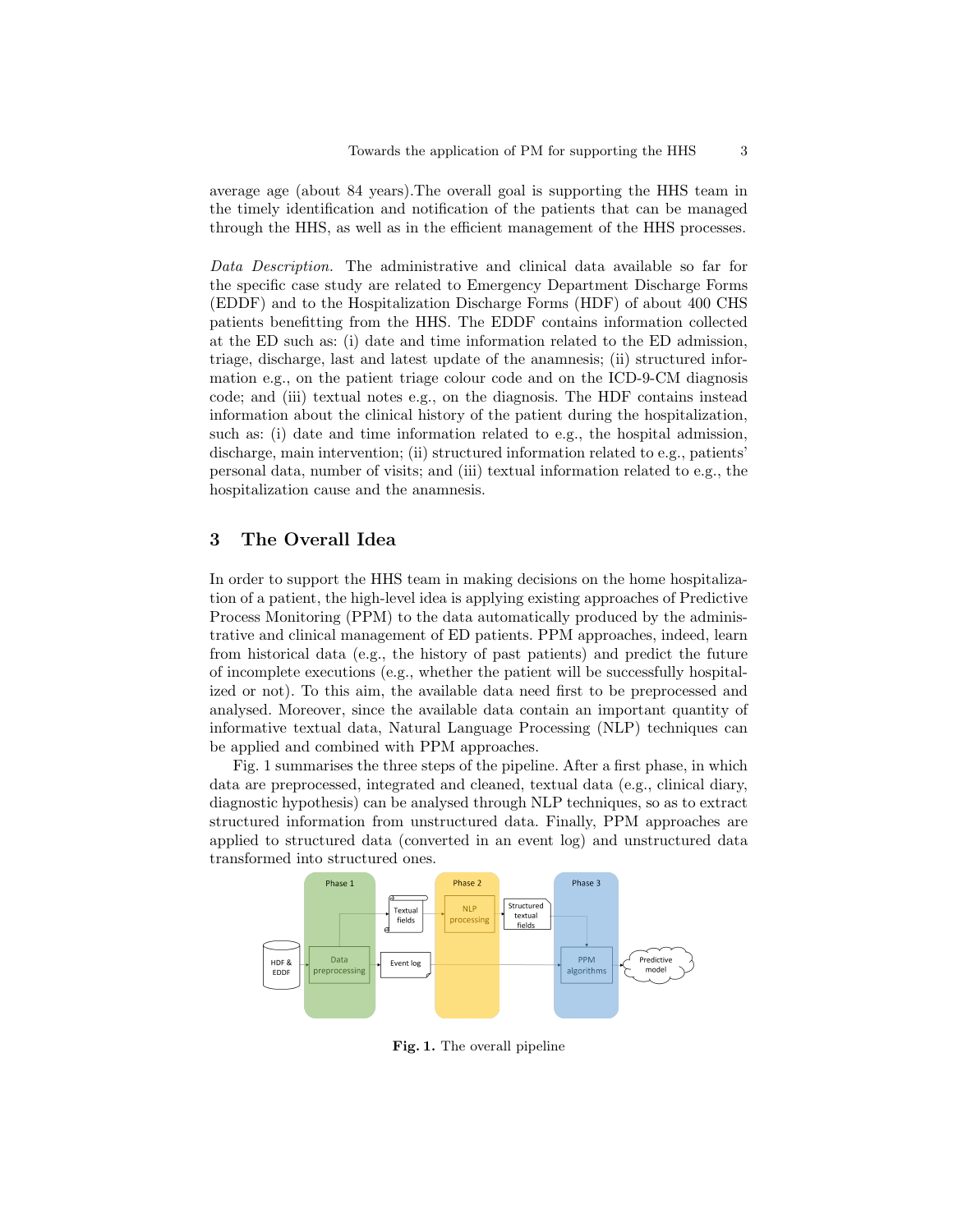average age (about 84 years).The overall goal is supporting the HHS team in the timely identification and notification of the patients that can be managed through the HHS, as well as in the efficient management of the HHS processes.

*Data Description.* The administrative and clinical data available so far for the specific case study are related to Emergency Department Discharge Forms (EDDF) and to the Hospitalization Discharge Forms (HDF) of about 400 CHS patients benefitting from the HHS. The EDDF contains information collected at the ED such as: (i) date and time information related to the ED admission, triage, discharge, last and latest update of the anamnesis; (ii) structured information e.g., on the patient triage colour code and on the ICD-9-CM diagnosis code; and (iii) textual notes e.g., on the diagnosis. The HDF contains instead information about the clinical history of the patient during the hospitalization, such as: (i) date and time information related to e.g., the hospital admission, discharge, main intervention; (ii) structured information related to e.g., patients' personal data, number of visits; and (iii) textual information related to e.g., the hospitalization cause and the anamnesis.

## 3 The Overall Idea

In order to support the HHS team in making decisions on the home hospitalization of a patient, the high-level idea is applying existing approaches of Predictive Process Monitoring (PPM) to the data automatically produced by the administrative and clinical management of ED patients. PPM approaches, indeed, learn from historical data (e.g., the history of past patients) and predict the future of incomplete executions (e.g., whether the patient will be successfully hospitalized or not). To this aim, the available data need first to be preprocessed and analysed. Moreover, since the available data contain an important quantity of informative textual data, Natural Language Processing (NLP) techniques can be applied and combined with PPM approaches.

Fig. 1 summarises the three steps of the pipeline. After a first phase, in which data are preprocessed, integrated and cleaned, textual data (e.g., clinical diary, diagnostic hypothesis) can be analysed through NLP techniques, so as to extract structured information from unstructured data. Finally, PPM approaches are applied to structured data (converted in an event log) and unstructured data transformed into structured ones.

**Fig. 1.** The overall pipeline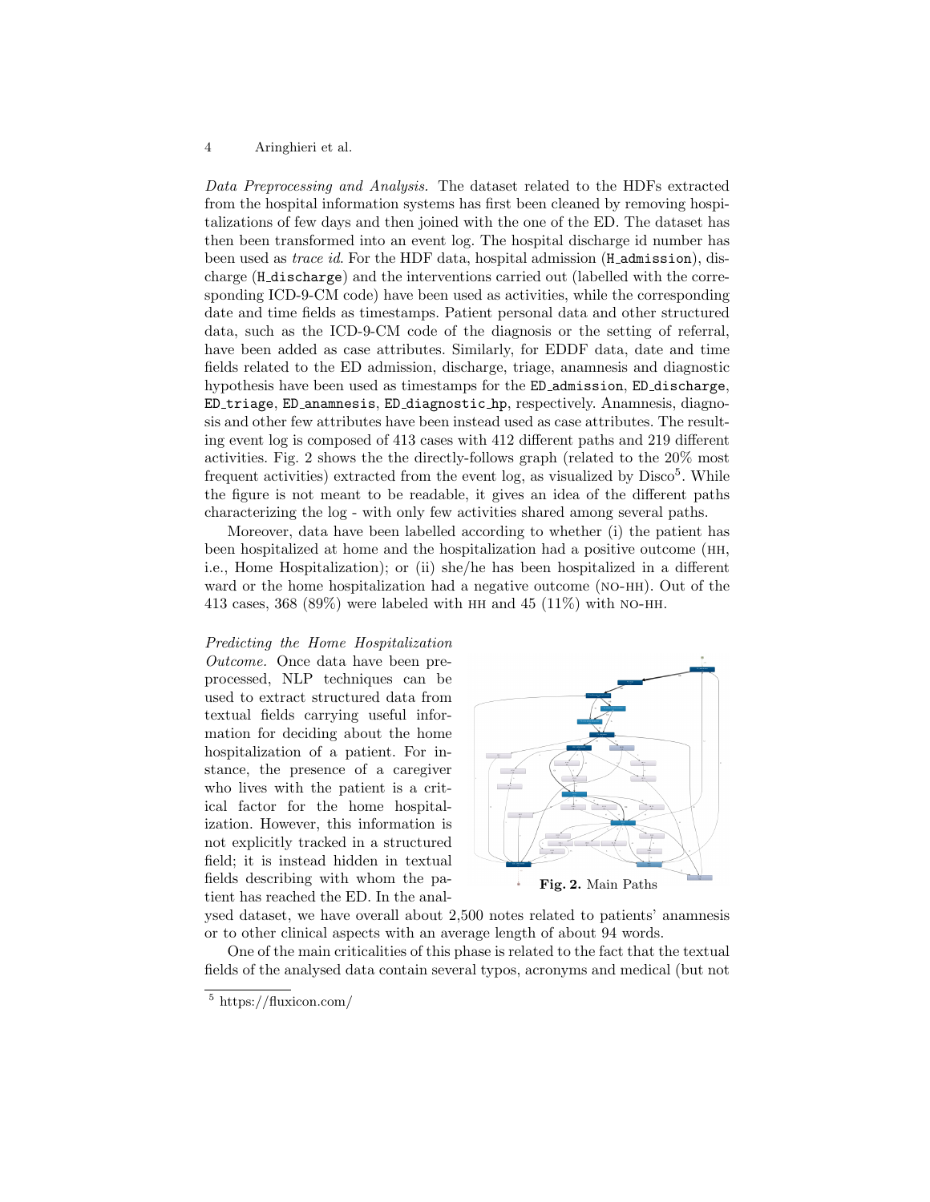*Data Preprocessing and Analysis.* The dataset related to the HDFs extracted from the hospital information systems has first been cleaned by removing hospitalizations of few days and then joined with the one of the ED. The dataset has then been transformed into an event log. The hospital discharge id number has been used as *trace id*. For the HDF data, hospital admission (`H_admission`), discharge (`H_discharge`) and the interventions carried out (labelled with the corresponding ICD-9-CM code) have been used as activities, while the corresponding date and time fields as timestamps. Patient personal data and other structured data, such as the ICD-9-CM code of the diagnosis or the setting of referral, have been added as case attributes. Similarly, for EDDF data, date and time fields related to the ED admission, discharge, triage, anamnesis and diagnostic hypothesis have been used as timestamps for the `ED_admission`, `ED_discharge`, `ED_triage`, `ED_anamnesis`, `ED_diagnostic_hp`, respectively. Anamnesis, diagnosis and other few attributes have been instead used as case attributes. The resulting event log is composed of 413 cases with 412 different paths and 219 different activities. Fig. 2 shows the the directly-follows graph (related to the 20% most frequent activities) extracted from the event log, as visualized by Disco[5]. While the figure is not meant to be readable, it gives an idea of the different paths characterizing the log - with only few activities shared among several paths.

Moreover, data have been labelled according to whether (i) the patient has been hospitalized at home and the hospitalization had a positive outcome (HH, i.e., Home Hospitalization); or (ii) she/he has been hospitalized in a different ward or the home hospitalization had a negative outcome (NO-HH). Out of the 413 cases, 368 (89%) were labeled with HH and 45 (11%) with NO-HH.

*Predicting the Home Hospitalization Outcome.* Once data have been preprocessed, NLP techniques can be used to extract structured data from textual fields carrying useful information for deciding about the home hospitalization of a patient. For instance, the presence of a caregiver who lives with the patient is a critical factor for the home hospitalization. However, this information is not explicitly tracked in a structured field; it is instead hidden in textual fields describing with whom the patient has reached the ED. In the analysed dataset, we have overall about 2,500 notes related to patients' anamnesis or to other clinical aspects with an average length of about 94 words.

**Fig. 2.** Main Paths

One of the main criticalities of this phase is related to the fact that the textual fields of the analysed data contain several typos, acronyms and medical (but not

[5] https://fluxicon.com/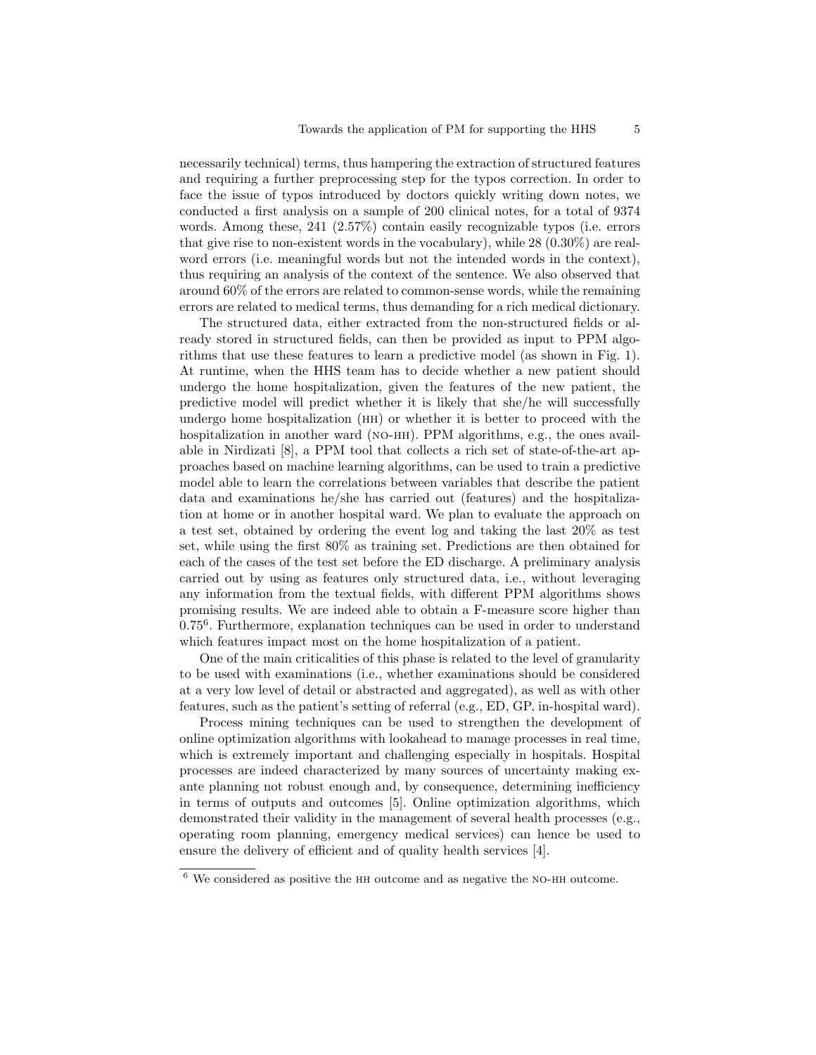necessarily technical) terms, thus hampering the extraction of structured features and requiring a further preprocessing step for the typos correction. In order to face the issue of typos introduced by doctors quickly writing down notes, we conducted a first analysis on a sample of 200 clinical notes, for a total of 9374 words. Among these, 241 (2.57%) contain easily recognizable typos (i.e. errors that give rise to non-existent words in the vocabulary), while 28 (0.30%) are real-word errors (i.e. meaningful words but not the intended words in the context), thus requiring an analysis of the context of the sentence. We also observed that around 60% of the errors are related to common-sense words, while the remaining errors are related to medical terms, thus demanding for a rich medical dictionary.

The structured data, either extracted from the non-structured fields or already stored in structured fields, can then be provided as input to PPM algorithms that use these features to learn a predictive model (as shown in Fig. 1). At runtime, when the HHS team has to decide whether a new patient should undergo the home hospitalization, given the features of the new patient, the predictive model will predict whether it is likely that she/he will successfully undergo home hospitalization (HH) or whether it is better to proceed with the hospitalization in another ward (NO-HH). PPM algorithms, e.g., the ones available in Nirdizati [8], a PPM tool that collects a rich set of state-of-the-art approaches based on machine learning algorithms, can be used to train a predictive model able to learn the correlations between variables that describe the patient data and examinations he/she has carried out (features) and the hospitalization at home or in another hospital ward. We plan to evaluate the approach on a test set, obtained by ordering the event log and taking the last 20% as test set, while using the first 80% as training set. Predictions are then obtained for each of the cases of the test set before the ED discharge. A preliminary analysis carried out by using as features only structured data, i.e., without leveraging any information from the textual fields, with different PPM algorithms shows promising results. We are indeed able to obtain a F-measure score higher than 0.75[6]. Furthermore, explanation techniques can be used in order to understand which features impact most on the home hospitalization of a patient.

One of the main criticalities of this phase is related to the level of granularity to be used with examinations (i.e., whether examinations should be considered at a very low level of detail or abstracted and aggregated), as well as with other features, such as the patient's setting of referral (e.g., ED, GP, in-hospital ward).

Process mining techniques can be used to strengthen the development of online optimization algorithms with lookahead to manage processes in real time, which is extremely important and challenging especially in hospitals. Hospital processes are indeed characterized by many sources of uncertainty making ex-ante planning not robust enough and, by consequence, determining inefficiency in terms of outputs and outcomes [5]. Online optimization algorithms, which demonstrated their validity in the management of several health processes (e.g., operating room planning, emergency medical services) can hence be used to ensure the delivery of efficient and of quality health services [4].

---

[6] We considered as positive the HH outcome and as negative the NO-HH outcome.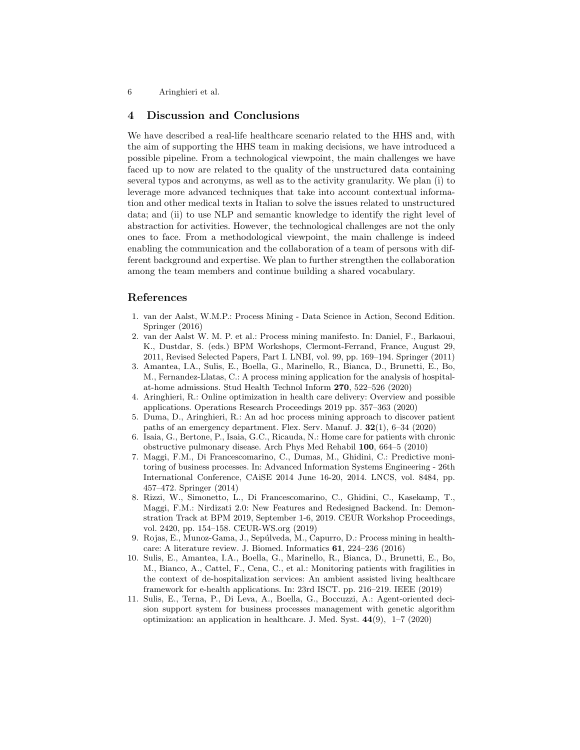## 4 Discussion and Conclusions

We have described a real-life healthcare scenario related to the HHS and, with the aim of supporting the HHS team in making decisions, we have introduced a possible pipeline. From a technological viewpoint, the main challenges we have faced up to now are related to the quality of the unstructured data containing several typos and acronyms, as well as to the activity granularity. We plan (i) to leverage more advanced techniques that take into account contextual information and other medical texts in Italian to solve the issues related to unstructured data; and (ii) to use NLP and semantic knowledge to identify the right level of abstraction for activities. However, the technological challenges are not the only ones to face. From a methodological viewpoint, the main challenge is indeed enabling the communication and the collaboration of a team of persons with different background and expertise. We plan to further strengthen the collaboration among the team members and continue building a shared vocabulary.

## References

1. van der Aalst, W.M.P.: Process Mining - Data Science in Action, Second Edition. Springer (2016)
2. van der Aalst W. M. P. et al.: Process mining manifesto. In: Daniel, F., Barkaoui, K., Dustdar, S. (eds.) BPM Workshops, Clermont-Ferrand, France, August 29, 2011, Revised Selected Papers, Part I. LNBI, vol. 99, pp. 169–194. Springer (2011)
3. Amantea, I.A., Sulis, E., Boella, G., Marinello, R., Bianca, D., Brunetti, E., Bo, M., Fernandez-Llatas, C.: A process mining application for the analysis of hospital-at-home admissions. Stud Health Technol Inform **270**, 522–526 (2020)
4. Aringhieri, R.: Online optimization in health care delivery: Overview and possible applications. Operations Research Proceedings 2019 pp. 357–363 (2020)
5. Duma, D., Aringhieri, R.: An ad hoc process mining approach to discover patient paths of an emergency department. Flex. Serv. Manuf. J. **32**(1), 6–34 (2020)
6. Isaia, G., Bertone, P., Isaia, G.C., Ricauda, N.: Home care for patients with chronic obstructive pulmonary disease. Arch Phys Med Rehabil **100**, 664–5 (2010)
7. Maggi, F.M., Di Francescomarino, C., Dumas, M., Ghidini, C.: Predictive monitoring of business processes. In: Advanced Information Systems Engineering - 26th International Conference, CAiSE 2014 June 16-20, 2014. LNCS, vol. 8484, pp. 457–472. Springer (2014)
8. Rizzi, W., Simonetto, L., Di Francescomarino, C., Ghidini, C., Kasekamp, T., Maggi, F.M.: Nirdizati 2.0: New Features and Redesigned Backend. In: Demonstration Track at BPM 2019, September 1-6, 2019. CEUR Workshop Proceedings, vol. 2420, pp. 154–158. CEUR-WS.org (2019)
9. Rojas, E., Munoz-Gama, J., Sepúlveda, M., Capurro, D.: Process mining in healthcare: A literature review. J. Biomed. Informatics **61**, 224–236 (2016)
10. Sulis, E., Amantea, I.A., Boella, G., Marinello, R., Bianca, D., Brunetti, E., Bo, M., Bianco, A., Cattel, F., Cena, C., et al.: Monitoring patients with fragilities in the context of de-hospitalization services: An ambient assisted living healthcare framework for e-health applications. In: 23rd ISCT. pp. 216–219. IEEE (2019)
11. Sulis, E., Terna, P., Di Leva, A., Boella, G., Boccuzzi, A.: Agent-oriented decision support system for business processes management with genetic algorithm optimization: an application in healthcare. J. Med. Syst. **44**(9), 1–7 (2020)